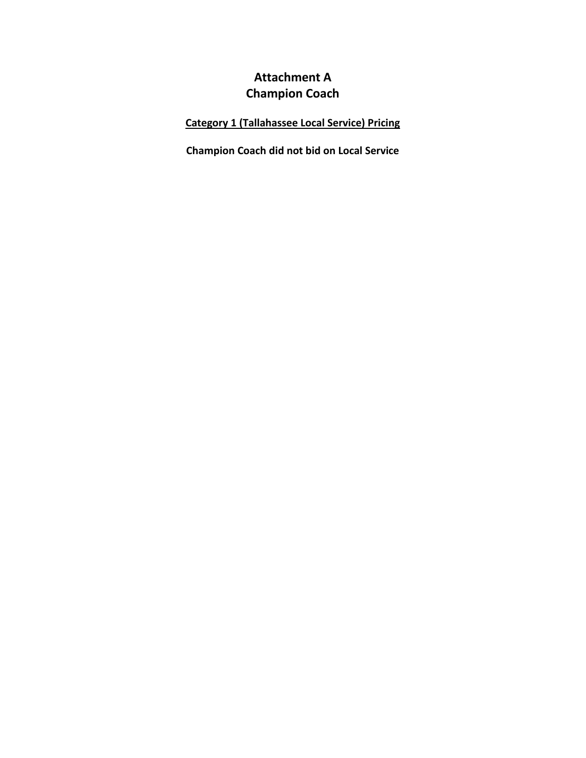# Attachment A
# Champion Coach

**Category 1 (Tallahassee Local Service) Pricing**

**Champion Coach did not bid on Local Service**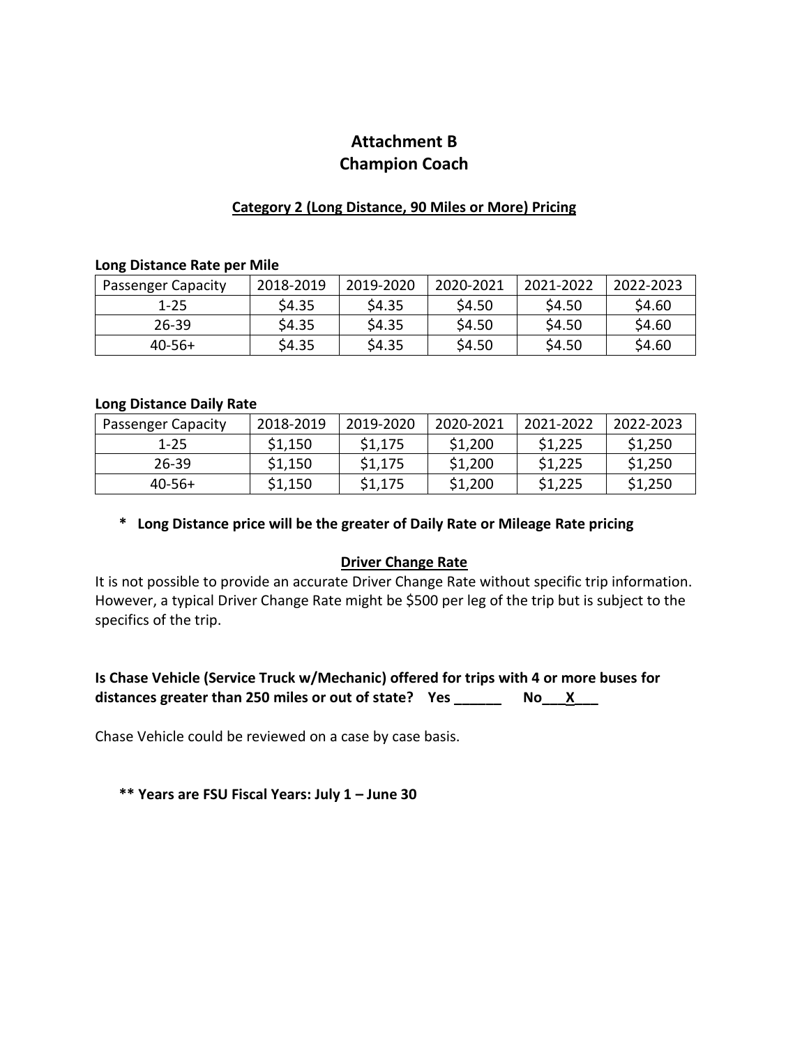# Attachment B
# Champion Coach

**Category 2 (Long Distance, 90 Miles or More) Pricing**

**Long Distance Rate per Mile**

| Passenger Capacity | 2018-2019 | 2019-2020 | 2020-2021 | 2021-2022 | 2022-2023 |
|---|---|---|---|---|---|
| 1-25 | $4.35 | $4.35 | $4.50 | $4.50 | $4.60 |
| 26-39 | $4.35 | $4.35 | $4.50 | $4.50 | $4.60 |
| 40-56+ | $4.35 | $4.35 | $4.50 | $4.50 | $4.60 |

**Long Distance Daily Rate**

| Passenger Capacity | 2018-2019 | 2019-2020 | 2020-2021 | 2021-2022 | 2022-2023 |
|---|---|---|---|---|---|
| 1-25 | $1,150 | $1,175 | $1,200 | $1,225 | $1,250 |
| 26-39 | $1,150 | $1,175 | $1,200 | $1,225 | $1,250 |
| 40-56+ | $1,150 | $1,175 | $1,200 | $1,225 | $1,250 |

**\* Long Distance price will be the greater of Daily Rate or Mileage Rate pricing**

**Driver Change Rate**

It is not possible to provide an accurate Driver Change Rate without specific trip information. However, a typical Driver Change Rate might be $500 per leg of the trip but is subject to the specifics of the trip.

**Is Chase Vehicle (Service Truck w/Mechanic) offered for trips with 4 or more buses for distances greater than 250 miles or out of state? Yes ______ No___X___**

Chase Vehicle could be reviewed on a case by case basis.

**\*\* Years are FSU Fiscal Years: July 1 – June 30**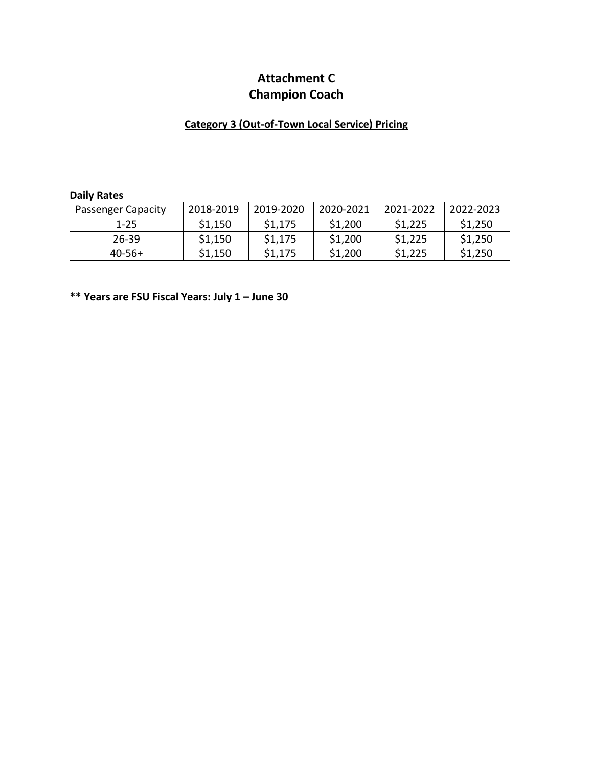# Attachment C
# Champion Coach

## Category 3 (Out-of-Town Local Service) Pricing

**Daily Rates**

| Passenger Capacity | 2018-2019 | 2019-2020 | 2020-2021 | 2021-2022 | 2022-2023 |
|---|---|---|---|---|---|
| 1-25 | $1,150 | $1,175 | $1,200 | $1,225 | $1,250 |
| 26-39 | $1,150 | $1,175 | $1,200 | $1,225 | $1,250 |
| 40-56+ | $1,150 | $1,175 | $1,200 | $1,225 | $1,250 |

**** Years are FSU Fiscal Years: July 1 – June 30**